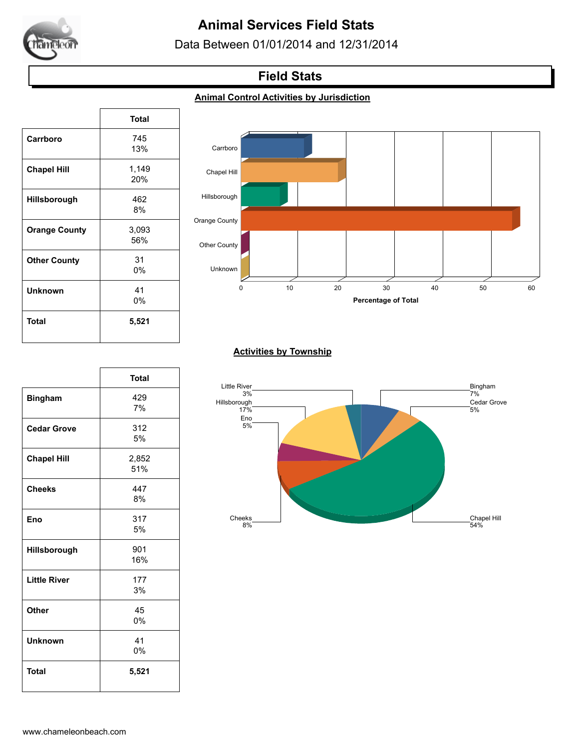# Animal Services Field Stats

Data Between 01/01/2014 and 12/31/2014

## Field Stats

### Animal Control Activities by Jurisdiction

| | Total |
|---|---|
| **Carrboro** | 745<br>13% |
| **Chapel Hill** | 1,149<br>20% |
| **Hillsborough** | 462<br>8% |
| **Orange County** | 3,093<br>56% |
| **Other County** | 31<br>0% |
| **Unknown** | 41<br>0% |
| **Total** | **5,521** |

### Activities by Township

| | Total |
|---|---|
| **Bingham** | 429<br>7% |
| **Cedar Grove** | 312<br>5% |
| **Chapel Hill** | 2,852<br>51% |
| **Cheeks** | 447<br>8% |
| **Eno** | 317<br>5% |
| **Hillsborough** | 901<br>16% |
| **Little River** | 177<br>3% |
| **Other** | 45<br>0% |
| **Unknown** | 41<br>0% |
| **Total** | **5,521** |

www.chameleonbeach.com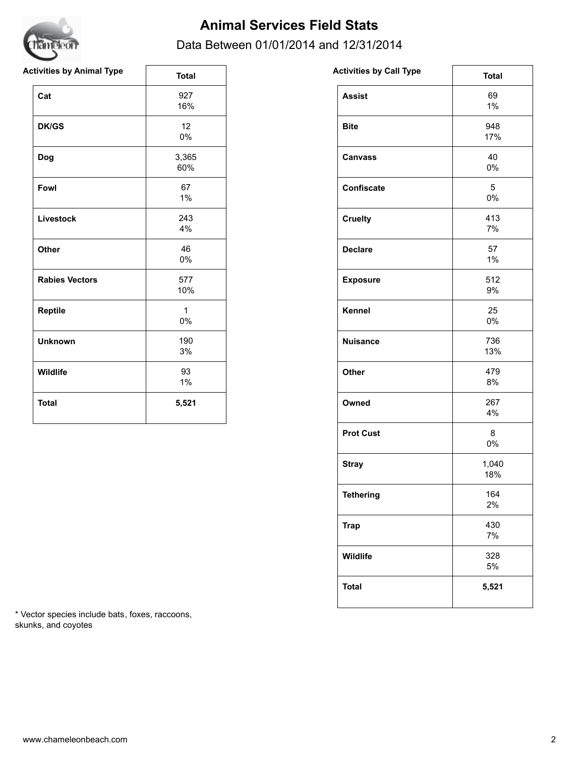# Animal Services Field Stats

Data Between 01/01/2014 and 12/31/2014

| Activities by Animal Type | Total |
|---|---|
| **Cat** | 927<br>16% |
| **DK/GS** | 12<br>0% |
| **Dog** | 3,365<br>60% |
| **Fowl** | 67<br>1% |
| **Livestock** | 243<br>4% |
| **Other** | 46<br>0% |
| **Rabies Vectors** | 577<br>10% |
| **Reptile** | 1<br>0% |
| **Unknown** | 190<br>3% |
| **Wildlife** | 93<br>1% |
| **Total** | **5,521** |

| Activities by Call Type | Total |
|---|---|
| **Assist** | 69<br>1% |
| **Bite** | 948<br>17% |
| **Canvass** | 40<br>0% |
| **Confiscate** | 5<br>0% |
| **Cruelty** | 413<br>7% |
| **Declare** | 57<br>1% |
| **Exposure** | 512<br>9% |
| **Kennel** | 25<br>0% |
| **Nuisance** | 736<br>13% |
| **Other** | 479<br>8% |
| **Owned** | 267<br>4% |
| **Prot Cust** | 8<br>0% |
| **Stray** | 1,040<br>18% |
| **Tethering** | 164<br>2% |
| **Trap** | 430<br>7% |
| **Wildlife** | 328<br>5% |
| **Total** | **5,521** |

* Vector species include bats, foxes, raccoons, skunks, and coyotes

www.chameleonbeach.com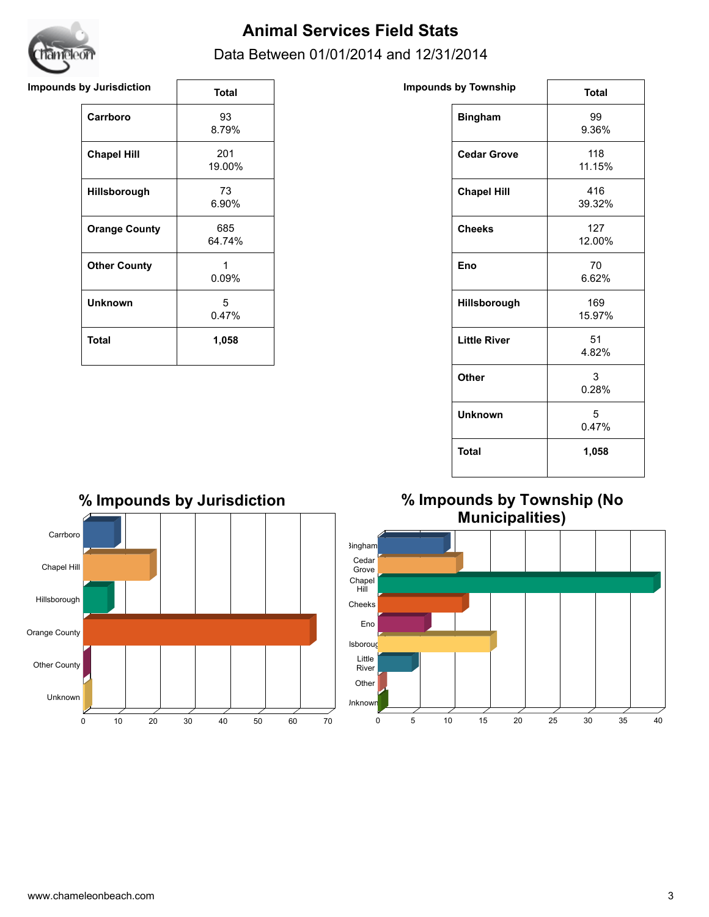# Animal Services Field Stats

Data Between 01/01/2014 and 12/31/2014

**Impounds by Jurisdiction**

| | Total |
|---|---|
| **Carrboro** | 93<br>8.79% |
| **Chapel Hill** | 201<br>19.00% |
| **Hillsborough** | 73<br>6.90% |
| **Orange County** | 685<br>64.74% |
| **Other County** | 1<br>0.09% |
| **Unknown** | 5<br>0.47% |
| **Total** | **1,058** |

**Impounds by Township**

| | Total |
|---|---|
| **Bingham** | 99<br>9.36% |
| **Cedar Grove** | 118<br>11.15% |
| **Chapel Hill** | 416<br>39.32% |
| **Cheeks** | 127<br>12.00% |
| **Eno** | 70<br>6.62% |
| **Hillsborough** | 169<br>15.97% |
| **Little River** | 51<br>4.82% |
| **Other** | 3<br>0.28% |
| **Unknown** | 5<br>0.47% |
| **Total** | **1,058** |

## % Impounds by Jurisdiction

Carrboro
Chapel Hill
Hillsborough
Orange County
Other County
Unknown

0 10 20 30 40 50 60 70

## % Impounds by Township (No Municipalities)

Bingham
Cedar Grove
Chapel Hill
Cheeks
Eno
Hillsborough
Little River
Other
Unknown

0 5 10 15 20 25 30 35 40

www.chameleonbeach.com